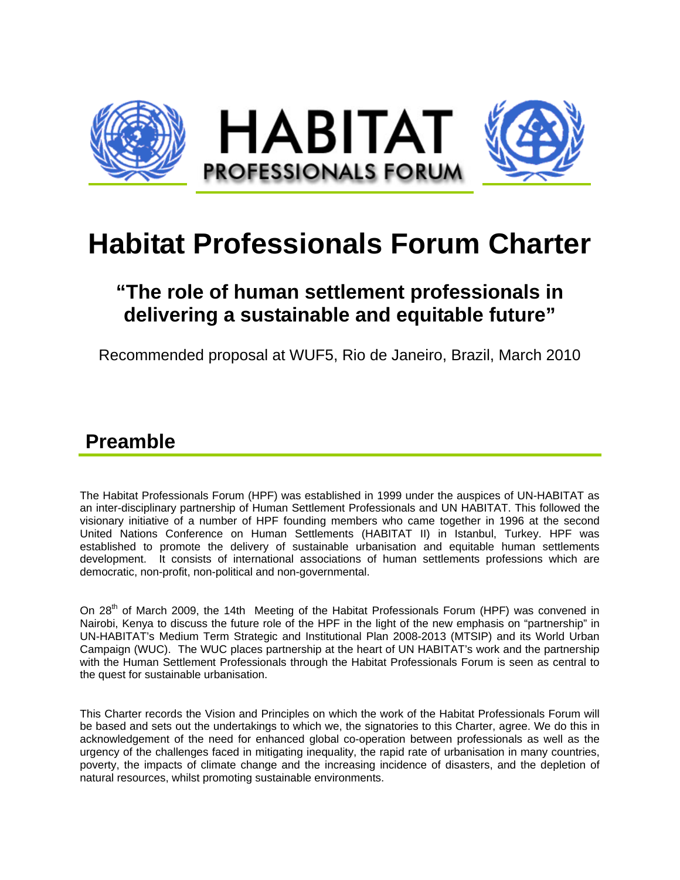HABITAT
PROFESSIONALS FORUM

# Habitat Professionals Forum Charter

## "The role of human settlement professionals in delivering a sustainable and equitable future"

Recommended proposal at WUF5, Rio de Janeiro, Brazil, March 2010

## Preamble

The Habitat Professionals Forum (HPF) was established in 1999 under the auspices of UN-HABITAT as an inter-disciplinary partnership of Human Settlement Professionals and UN HABITAT. This followed the visionary initiative of a number of HPF founding members who came together in 1996 at the second United Nations Conference on Human Settlements (HABITAT II) in Istanbul, Turkey. HPF was established to promote the delivery of sustainable urbanisation and equitable human settlements development. It consists of international associations of human settlements professions which are democratic, non-profit, non-political and non-governmental.

On 28th of March 2009, the 14th Meeting of the Habitat Professionals Forum (HPF) was convened in Nairobi, Kenya to discuss the future role of the HPF in the light of the new emphasis on "partnership" in UN-HABITAT's Medium Term Strategic and Institutional Plan 2008-2013 (MTSIP) and its World Urban Campaign (WUC). The WUC places partnership at the heart of UN HABITAT's work and the partnership with the Human Settlement Professionals through the Habitat Professionals Forum is seen as central to the quest for sustainable urbanisation.

This Charter records the Vision and Principles on which the work of the Habitat Professionals Forum will be based and sets out the undertakings to which we, the signatories to this Charter, agree. We do this in acknowledgement of the need for enhanced global co-operation between professionals as well as the urgency of the challenges faced in mitigating inequality, the rapid rate of urbanisation in many countries, poverty, the impacts of climate change and the increasing incidence of disasters, and the depletion of natural resources, whilst promoting sustainable environments.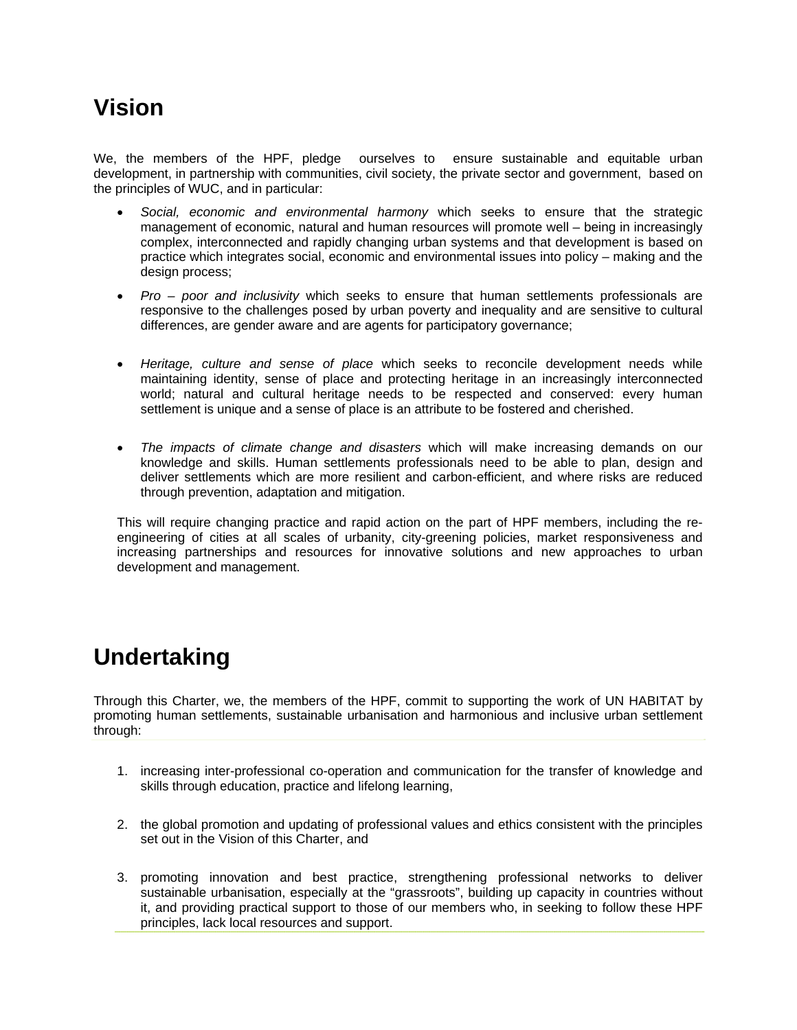# Vision

We, the members of the HPF, pledge ourselves to ensure sustainable and equitable urban development, in partnership with communities, civil society, the private sector and government, based on the principles of WUC, and in particular:

- *Social, economic and environmental harmony* which seeks to ensure that the strategic management of economic, natural and human resources will promote well – being in increasingly complex, interconnected and rapidly changing urban systems and that development is based on practice which integrates social, economic and environmental issues into policy – making and the design process;
- *Pro – poor and inclusivity* which seeks to ensure that human settlements professionals are responsive to the challenges posed by urban poverty and inequality and are sensitive to cultural differences, are gender aware and are agents for participatory governance;
- *Heritage, culture and sense of place* which seeks to reconcile development needs while maintaining identity, sense of place and protecting heritage in an increasingly interconnected world; natural and cultural heritage needs to be respected and conserved: every human settlement is unique and a sense of place is an attribute to be fostered and cherished.
- *The impacts of climate change and disasters* which will make increasing demands on our knowledge and skills. Human settlements professionals need to be able to plan, design and deliver settlements which are more resilient and carbon-efficient, and where risks are reduced through prevention, adaptation and mitigation.

This will require changing practice and rapid action on the part of HPF members, including the re-engineering of cities at all scales of urbanity, city-greening policies, market responsiveness and increasing partnerships and resources for innovative solutions and new approaches to urban development and management.

# Undertaking

Through this Charter, we, the members of the HPF, commit to supporting the work of UN HABITAT by promoting human settlements, sustainable urbanisation and harmonious and inclusive urban settlement through:

1. increasing inter-professional co-operation and communication for the transfer of knowledge and skills through education, practice and lifelong learning,
2. the global promotion and updating of professional values and ethics consistent with the principles set out in the Vision of this Charter, and
3. promoting innovation and best practice, strengthening professional networks to deliver sustainable urbanisation, especially at the "grassroots", building up capacity in countries without it, and providing practical support to those of our members who, in seeking to follow these HPF principles, lack local resources and support.